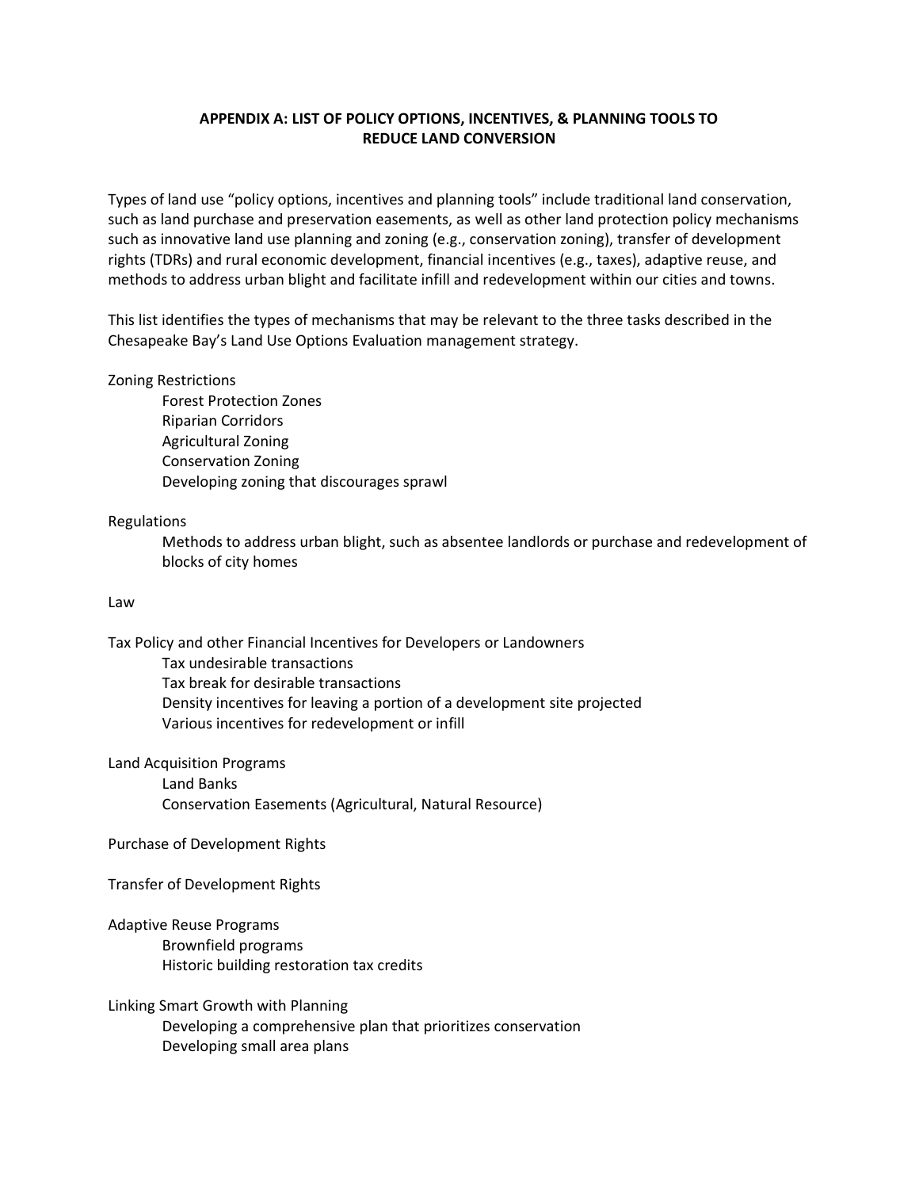# APPENDIX A: LIST OF POLICY OPTIONS, INCENTIVES, & PLANNING TOOLS TO REDUCE LAND CONVERSION

Types of land use "policy options, incentives and planning tools" include traditional land conservation, such as land purchase and preservation easements, as well as other land protection policy mechanisms such as innovative land use planning and zoning (e.g., conservation zoning), transfer of development rights (TDRs) and rural economic development, financial incentives (e.g., taxes), adaptive reuse, and methods to address urban blight and facilitate infill and redevelopment within our cities and towns.

This list identifies the types of mechanisms that may be relevant to the three tasks described in the Chesapeake Bay's Land Use Options Evaluation management strategy.

Zoning Restrictions
- Forest Protection Zones
- Riparian Corridors
- Agricultural Zoning
- Conservation Zoning
- Developing zoning that discourages sprawl

Regulations
- Methods to address urban blight, such as absentee landlords or purchase and redevelopment of blocks of city homes

Law

Tax Policy and other Financial Incentives for Developers or Landowners
- Tax undesirable transactions
- Tax break for desirable transactions
- Density incentives for leaving a portion of a development site projected
- Various incentives for redevelopment or infill

Land Acquisition Programs
- Land Banks
- Conservation Easements (Agricultural, Natural Resource)

Purchase of Development Rights

Transfer of Development Rights

Adaptive Reuse Programs
- Brownfield programs
- Historic building restoration tax credits

Linking Smart Growth with Planning
- Developing a comprehensive plan that prioritizes conservation
- Developing small area plans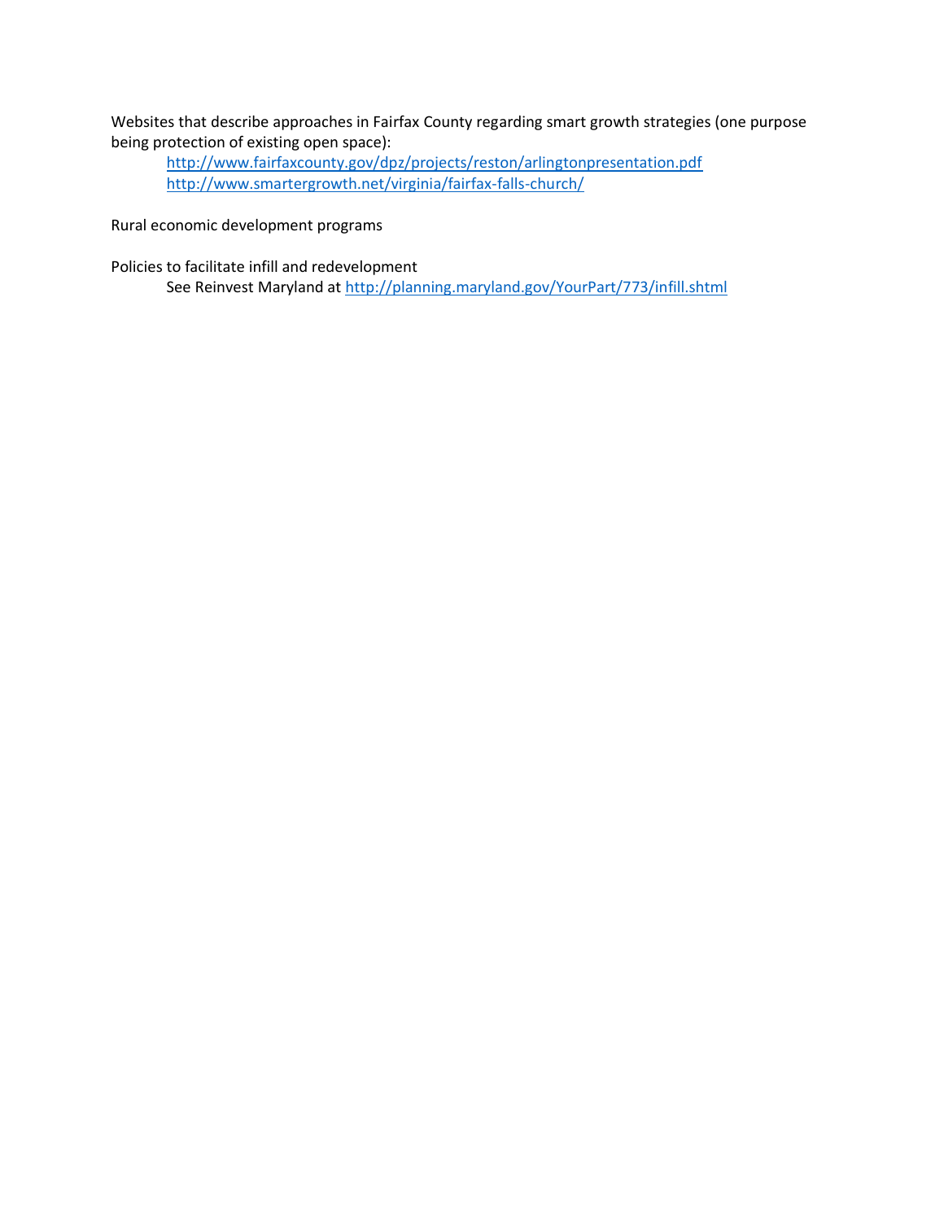Websites that describe approaches in Fairfax County regarding smart growth strategies (one purpose being protection of existing open space):

- http://www.fairfaxcounty.gov/dpz/projects/reston/arlingtonpresentation.pdf
- http://www.smartergrowth.net/virginia/fairfax-falls-church/

Rural economic development programs

Policies to facilitate infill and redevelopment

- See Reinvest Maryland at http://planning.maryland.gov/YourPart/773/infill.shtml